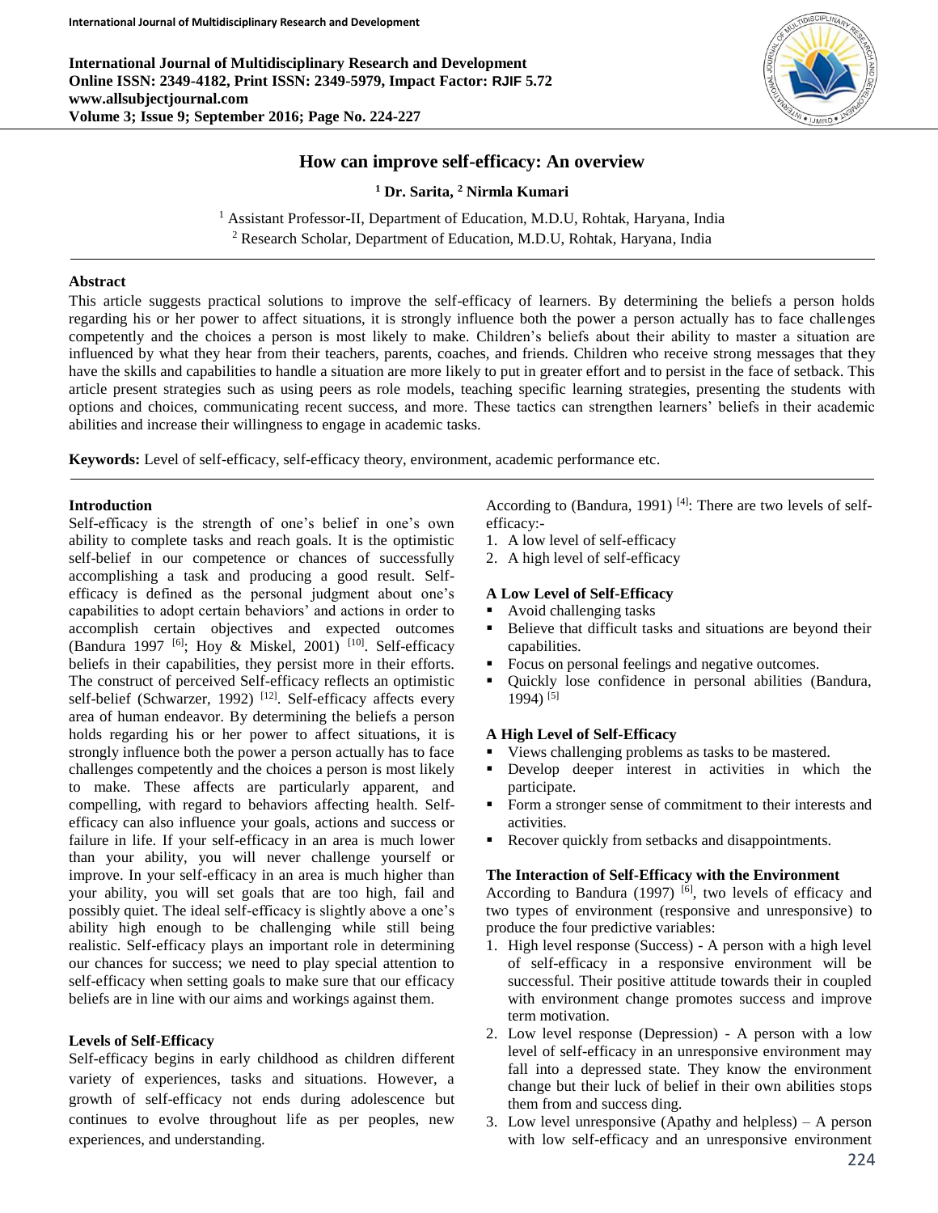# How can improve self-efficacy: An overview

**[1] Dr. Sarita, [2] Nirmla Kumari**

[1] Assistant Professor-II, Department of Education, M.D.U, Rohtak, Haryana, India
[2] Research Scholar, Department of Education, M.D.U, Rohtak, Haryana, India

## Abstract

This article suggests practical solutions to improve the self-efficacy of learners. By determining the beliefs a person holds regarding his or her power to affect situations, it is strongly influence both the power a person actually has to face challenges competently and the choices a person is most likely to make. Children's beliefs about their ability to master a situation are influenced by what they hear from their teachers, parents, coaches, and friends. Children who receive strong messages that they have the skills and capabilities to handle a situation are more likely to put in greater effort and to persist in the face of setback. This article present strategies such as using peers as role models, teaching specific learning strategies, presenting the students with options and choices, communicating recent success, and more. These tactics can strengthen learners' beliefs in their academic abilities and increase their willingness to engage in academic tasks.

**Keywords:** Level of self-efficacy, self-efficacy theory, environment, academic performance etc.

## Introduction

Self-efficacy is the strength of one's belief in one's own ability to complete tasks and reach goals. It is the optimistic self-belief in our competence or chances of successfully accomplishing a task and producing a good result. Self-efficacy is defined as the personal judgment about one's capabilities to adopt certain behaviors' and actions in order to accomplish certain objectives and expected outcomes (Bandura 1997 [6]; Hoy & Miskel, 2001) [10]. Self-efficacy beliefs in their capabilities, they persist more in their efforts. The construct of perceived Self-efficacy reflects an optimistic self-belief (Schwarzer, 1992) [12]. Self-efficacy affects every area of human endeavor. By determining the beliefs a person holds regarding his or her power to affect situations, it is strongly influence both the power a person actually has to face challenges competently and the choices a person is most likely to make. These affects are particularly apparent, and compelling, with regard to behaviors affecting health. Self-efficacy can also influence your goals, actions and success or failure in life. If your self-efficacy in an area is much lower than your ability, you will never challenge yourself or improve. In your self-efficacy in an area is much higher than your ability, you will set goals that are too high, fail and possibly quiet. The ideal self-efficacy is slightly above a one's ability high enough to be challenging while still being realistic. Self-efficacy plays an important role in determining our chances for success; we need to play special attention to self-efficacy when setting goals to make sure that our efficacy beliefs are in line with our aims and workings against them.

### Levels of Self-Efficacy

Self-efficacy begins in early childhood as children different variety of experiences, tasks and situations. However, a growth of self-efficacy not ends during adolescence but continues to evolve throughout life as per peoples, new experiences, and understanding.

According to (Bandura, 1991) [4]: There are two levels of self-efficacy:-

1. A low level of self-efficacy
2. A high level of self-efficacy

### A Low Level of Self-Efficacy

- Avoid challenging tasks
- Believe that difficult tasks and situations are beyond their capabilities.
- Focus on personal feelings and negative outcomes.
- Quickly lose confidence in personal abilities (Bandura, 1994) [5]

### A High Level of Self-Efficacy

- Views challenging problems as tasks to be mastered.
- Develop deeper interest in activities in which the participate.
- Form a stronger sense of commitment to their interests and activities.
- Recover quickly from setbacks and disappointments.

### The Interaction of Self-Efficacy with the Environment

According to Bandura (1997) [6], two levels of efficacy and two types of environment (responsive and unresponsive) to produce the four predictive variables:

1. High level response (Success) - A person with a high level of self-efficacy in a responsive environment will be successful. Their positive attitude towards their in coupled with environment change promotes success and improve term motivation.
2. Low level response (Depression) - A person with a low level of self-efficacy in an unresponsive environment may fall into a depressed state. They know the environment change but their luck of belief in their own abilities stops them from and success ding.
3. Low level unresponsive (Apathy and helpless) – A person with low self-efficacy and an unresponsive environment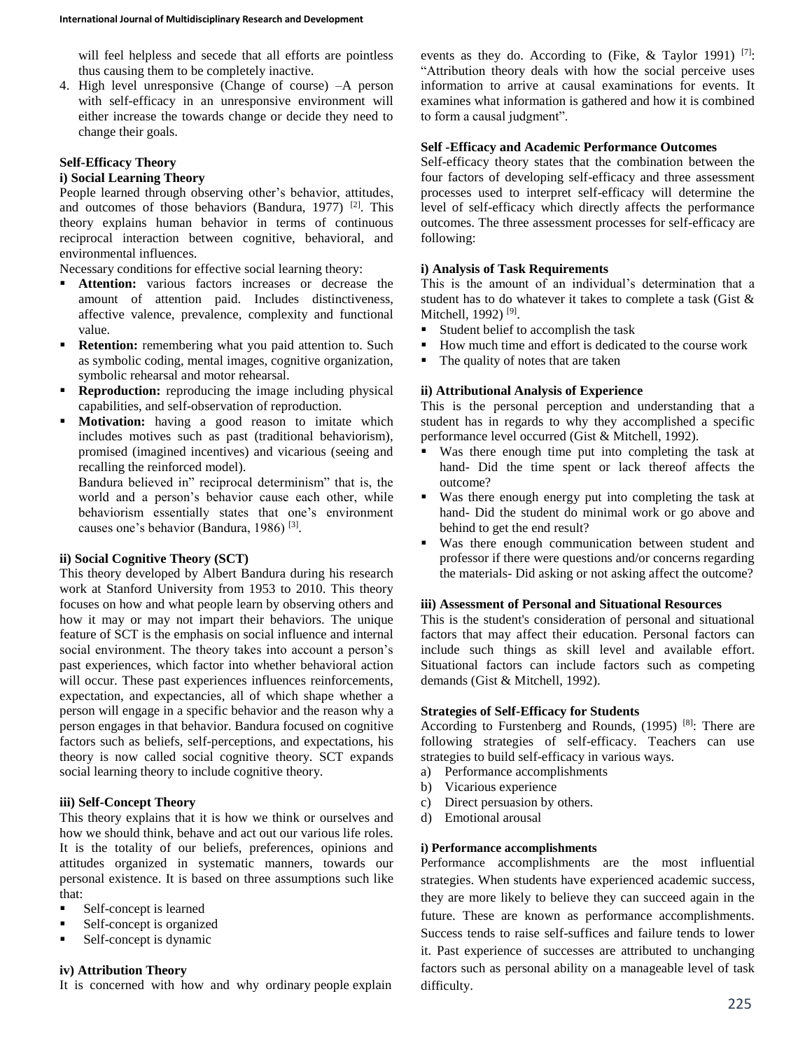will feel helpless and secede that all efforts are pointless thus causing them to be completely inactive.

4. High level unresponsive (Change of course) –A person with self-efficacy in an unresponsive environment will either increase the towards change or decide they need to change their goals.

### Self-Efficacy Theory

#### i) Social Learning Theory

People learned through observing other's behavior, attitudes, and outcomes of those behaviors (Bandura, 1977) [2]. This theory explains human behavior in terms of continuous reciprocal interaction between cognitive, behavioral, and environmental influences.

Necessary conditions for effective social learning theory:

- **Attention:** various factors increases or decrease the amount of attention paid. Includes distinctiveness, affective valence, prevalence, complexity and functional value.
- **Retention:** remembering what you paid attention to. Such as symbolic coding, mental images, cognitive organization, symbolic rehearsal and motor rehearsal.
- **Reproduction:** reproducing the image including physical capabilities, and self-observation of reproduction.
- **Motivation:** having a good reason to imitate which includes motives such as past (traditional behaviorism), promised (imagined incentives) and vicarious (seeing and recalling the reinforced model).

  Bandura believed in" reciprocal determinism" that is, the world and a person's behavior cause each other, while behaviorism essentially states that one's environment causes one's behavior (Bandura, 1986) [3].

#### ii) Social Cognitive Theory (SCT)

This theory developed by Albert Bandura during his research work at Stanford University from 1953 to 2010. This theory focuses on how and what people learn by observing others and how it may or may not impart their behaviors. The unique feature of SCT is the emphasis on social influence and internal social environment. The theory takes into account a person's past experiences, which factor into whether behavioral action will occur. These past experiences influences reinforcements, expectation, and expectancies, all of which shape whether a person will engage in a specific behavior and the reason why a person engages in that behavior. Bandura focused on cognitive factors such as beliefs, self-perceptions, and expectations, his theory is now called social cognitive theory. SCT expands social learning theory to include cognitive theory.

#### iii) Self-Concept Theory

This theory explains that it is how we think or ourselves and how we should think, behave and act out our various life roles. It is the totality of our beliefs, preferences, opinions and attitudes organized in systematic manners, towards our personal existence. It is based on three assumptions such like that:

- Self-concept is learned
- Self-concept is organized
- Self-concept is dynamic

#### iv) Attribution Theory

It is concerned with how and why ordinary people explain events as they do. According to (Fike, & Taylor 1991) [7]: "Attribution theory deals with how the social perceive uses information to arrive at causal examinations for events. It examines what information is gathered and how it is combined to form a causal judgment".

### Self -Efficacy and Academic Performance Outcomes

Self-efficacy theory states that the combination between the four factors of developing self-efficacy and three assessment processes used to interpret self-efficacy will determine the level of self-efficacy which directly affects the performance outcomes. The three assessment processes for self-efficacy are following:

#### i) Analysis of Task Requirements

This is the amount of an individual's determination that a student has to do whatever it takes to complete a task (Gist & Mitchell, 1992) [9].

- Student belief to accomplish the task
- How much time and effort is dedicated to the course work
- The quality of notes that are taken

#### ii) Attributional Analysis of Experience

This is the personal perception and understanding that a student has in regards to why they accomplished a specific performance level occurred (Gist & Mitchell, 1992).

- Was there enough time put into completing the task at hand- Did the time spent or lack thereof affects the outcome?
- Was there enough energy put into completing the task at hand- Did the student do minimal work or go above and behind to get the end result?
- Was there enough communication between student and professor if there were questions and/or concerns regarding the materials- Did asking or not asking affect the outcome?

#### iii) Assessment of Personal and Situational Resources

This is the student's consideration of personal and situational factors that may affect their education. Personal factors can include such things as skill level and available effort. Situational factors can include factors such as competing demands (Gist & Mitchell, 1992).

### Strategies of Self-Efficacy for Students

According to Furstenberg and Rounds, (1995) [8]: There are following strategies of self-efficacy. Teachers can use strategies to build self-efficacy in various ways.

a) Performance accomplishments
b) Vicarious experience
c) Direct persuasion by others.
d) Emotional arousal

#### i) Performance accomplishments

Performance accomplishments are the most influential strategies. When students have experienced academic success, they are more likely to believe they can succeed again in the future. These are known as performance accomplishments. Success tends to raise self-suffices and failure tends to lower it. Past experience of successes are attributed to unchanging factors such as personal ability on a manageable level of task difficulty.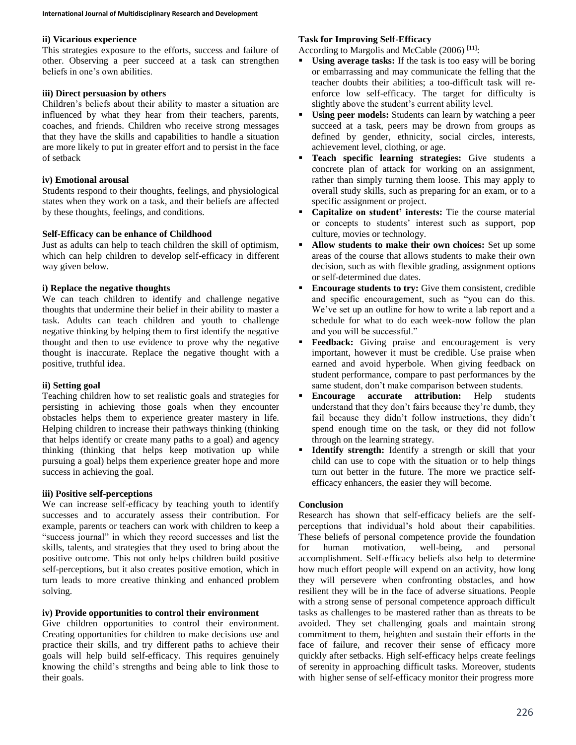#### ii) Vicarious experience

This strategies exposure to the efforts, success and failure of other. Observing a peer succeed at a task can strengthen beliefs in one's own abilities.

#### iii) Direct persuasion by others

Children's beliefs about their ability to master a situation are influenced by what they hear from their teachers, parents, coaches, and friends. Children who receive strong messages that they have the skills and capabilities to handle a situation are more likely to put in greater effort and to persist in the face of setback

#### iv) Emotional arousal

Students respond to their thoughts, feelings, and physiological states when they work on a task, and their beliefs are affected by these thoughts, feelings, and conditions.

### Self-Efficacy can be enhance of Childhood

Just as adults can help to teach children the skill of optimism, which can help children to develop self-efficacy in different way given below.

#### i) Replace the negative thoughts

We can teach children to identify and challenge negative thoughts that undermine their belief in their ability to master a task. Adults can teach children and youth to challenge negative thinking by helping them to first identify the negative thought and then to use evidence to prove why the negative thought is inaccurate. Replace the negative thought with a positive, truthful idea.

#### ii) Setting goal

Teaching children how to set realistic goals and strategies for persisting in achieving those goals when they encounter obstacles helps them to experience greater mastery in life. Helping children to increase their pathways thinking (thinking that helps identify or create many paths to a goal) and agency thinking (thinking that helps keep motivation up while pursuing a goal) helps them experience greater hope and more success in achieving the goal.

#### iii) Positive self-perceptions

We can increase self-efficacy by teaching youth to identify successes and to accurately assess their contribution. For example, parents or teachers can work with children to keep a "success journal" in which they record successes and list the skills, talents, and strategies that they used to bring about the positive outcome. This not only helps children build positive self-perceptions, but it also creates positive emotion, which in turn leads to more creative thinking and enhanced problem solving.

#### iv) Provide opportunities to control their environment

Give children opportunities to control their environment. Creating opportunities for children to make decisions use and practice their skills, and try different paths to achieve their goals will help build self-efficacy. This requires genuinely knowing the child's strengths and being able to link those to their goals.

### Task for Improving Self-Efficacy

According to Margolis and McCabe (2006) [11]:

- **Using average tasks:** If the task is too easy will be boring or embarrassing and may communicate the felling that the teacher doubts their abilities; a too-difficult task will re-enforce low self-efficacy. The target for difficulty is slightly above the student's current ability level.
- **Using peer models:** Students can learn by watching a peer succeed at a task, peers may be drown from groups as defined by gender, ethnicity, social circles, interests, achievement level, clothing, or age.
- **Teach specific learning strategies:** Give students a concrete plan of attack for working on an assignment, rather than simply turning them loose. This may apply to overall study skills, such as preparing for an exam, or to a specific assignment or project.
- **Capitalize on student' interests:** Tie the course material or concepts to students' interest such as support, pop culture, movies or technology.
- **Allow students to make their own choices:** Set up some areas of the course that allows students to make their own decision, such as with flexible grading, assignment options or self-determined due dates.
- **Encourage students to try:** Give them consistent, credible and specific encouragement, such as "you can do this. We've set up an outline for how to write a lab report and a schedule for what to do each week-now follow the plan and you will be successful."
- **Feedback:** Giving praise and encouragement is very important, however it must be credible. Use praise when earned and avoid hyperbole. When giving feedback on student performance, compare to past performances by the same student, don't make comparison between students.
- **Encourage accurate attribution:** Help students understand that they don't fairs because they're dumb, they fail because they didn't follow instructions, they didn't spend enough time on the task, or they did not follow through on the learning strategy.
- **Identify strength:** Identify a strength or skill that your child can use to cope with the situation or to help things turn out better in the future. The more we practice self-efficacy enhancers, the easier they will become.

### Conclusion

Research has shown that self-efficacy beliefs are the self-perceptions that individual's hold about their capabilities. These beliefs of personal competence provide the foundation for human motivation, well-being, and personal accomplishment. Self-efficacy beliefs also help to determine how much effort people will expend on an activity, how long they will persevere when confronting obstacles, and how resilient they will be in the face of adverse situations. People with a strong sense of personal competence approach difficult tasks as challenges to be mastered rather than as threats to be avoided. They set challenging goals and maintain strong commitment to them, heighten and sustain their efforts in the face of failure, and recover their sense of efficacy more quickly after setbacks. High self-efficacy helps create feelings of serenity in approaching difficult tasks. Moreover, students with higher sense of self-efficacy monitor their progress more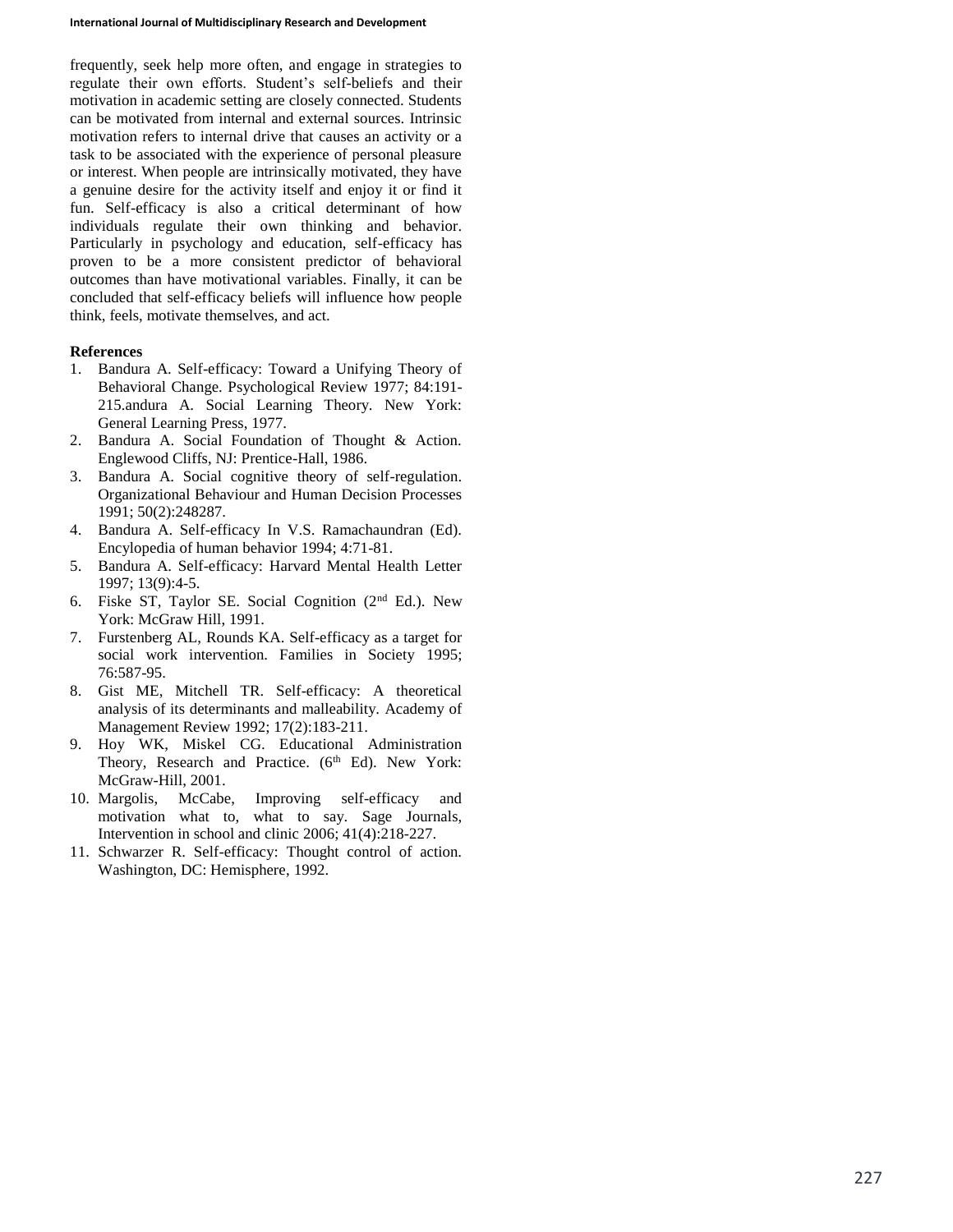frequently, seek help more often, and engage in strategies to regulate their own efforts. Student's self-beliefs and their motivation in academic setting are closely connected. Students can be motivated from internal and external sources. Intrinsic motivation refers to internal drive that causes an activity or a task to be associated with the experience of personal pleasure or interest. When people are intrinsically motivated, they have a genuine desire for the activity itself and enjoy it or find it fun. Self-efficacy is also a critical determinant of how individuals regulate their own thinking and behavior. Particularly in psychology and education, self-efficacy has proven to be a more consistent predictor of behavioral outcomes than have motivational variables. Finally, it can be concluded that self-efficacy beliefs will influence how people think, feels, motivate themselves, and act.

**References**

1. Bandura A. Self-efficacy: Toward a Unifying Theory of Behavioral Change. Psychological Review 1977; 84:191-215.andura A. Social Learning Theory. New York: General Learning Press, 1977.
2. Bandura A. Social Foundation of Thought & Action. Englewood Cliffs, NJ: Prentice-Hall, 1986.
3. Bandura A. Social cognitive theory of self-regulation. Organizational Behaviour and Human Decision Processes 1991; 50(2):248287.
4. Bandura A. Self-efficacy In V.S. Ramachaundran (Ed). Encylopedia of human behavior 1994; 4:71-81.
5. Bandura A. Self-efficacy: Harvard Mental Health Letter 1997; 13(9):4-5.
6. Fiske ST, Taylor SE. Social Cognition (2nd Ed.). New York: McGraw Hill, 1991.
7. Furstenberg AL, Rounds KA. Self-efficacy as a target for social work intervention. Families in Society 1995; 76:587-95.
8. Gist ME, Mitchell TR. Self-efficacy: A theoretical analysis of its determinants and malleability. Academy of Management Review 1992; 17(2):183-211.
9. Hoy WK, Miskel CG. Educational Administration Theory, Research and Practice. (6th Ed). New York: McGraw-Hill, 2001.
10. Margolis, McCabe, Improving self-efficacy and motivation what to, what to say. Sage Journals, Intervention in school and clinic 2006; 41(4):218-227.
11. Schwarzer R. Self-efficacy: Thought control of action. Washington, DC: Hemisphere, 1992.